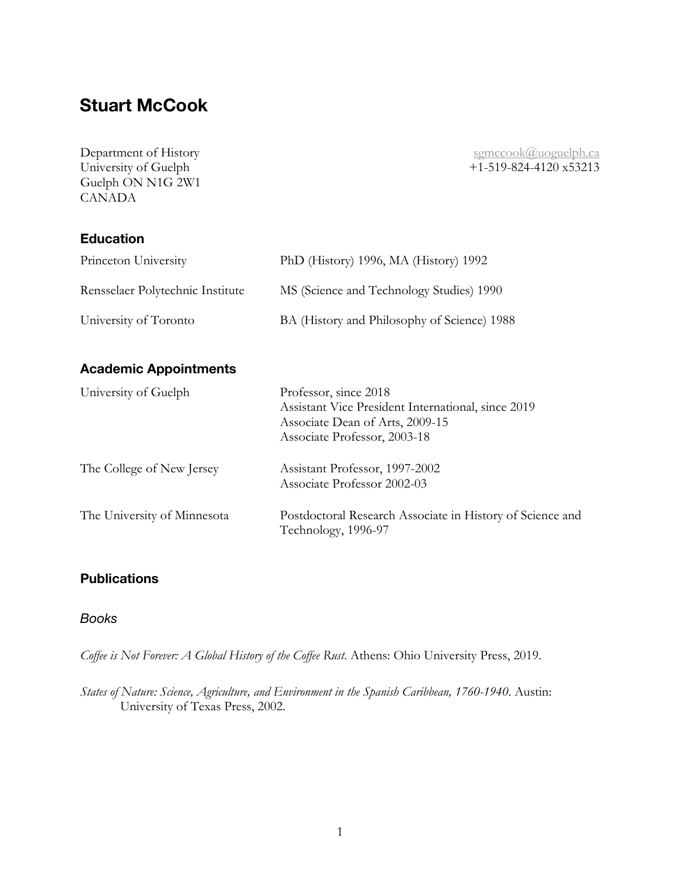# Stuart McCook

Department of History
University of Guelph
Guelph ON N1G 2W1
CANADA

sgmccook@uoguelph.ca
+1-519-824-4120 x53213

## Education

| | |
|---|---|
| Princeton University | PhD (History) 1996, MA (History) 1992 |
| Rensselaer Polytechnic Institute | MS (Science and Technology Studies) 1990 |
| University of Toronto | BA (History and Philosophy of Science) 1988 |

## Academic Appointments

| | |
|---|---|
| University of Guelph | Professor, since 2018<br>Assistant Vice President International, since 2019<br>Associate Dean of Arts, 2009-15<br>Associate Professor, 2003-18 |
| The College of New Jersey | Assistant Professor, 1997-2002<br>Associate Professor 2002-03 |
| The University of Minnesota | Postdoctoral Research Associate in History of Science and Technology, 1996-97 |

## Publications

### *Books*

*Coffee is Not Forever: A Global History of the Coffee Rust*. Athens: Ohio University Press, 2019.

*States of Nature: Science, Agriculture, and Environment in the Spanish Caribbean, 1760-1940*. Austin: University of Texas Press, 2002.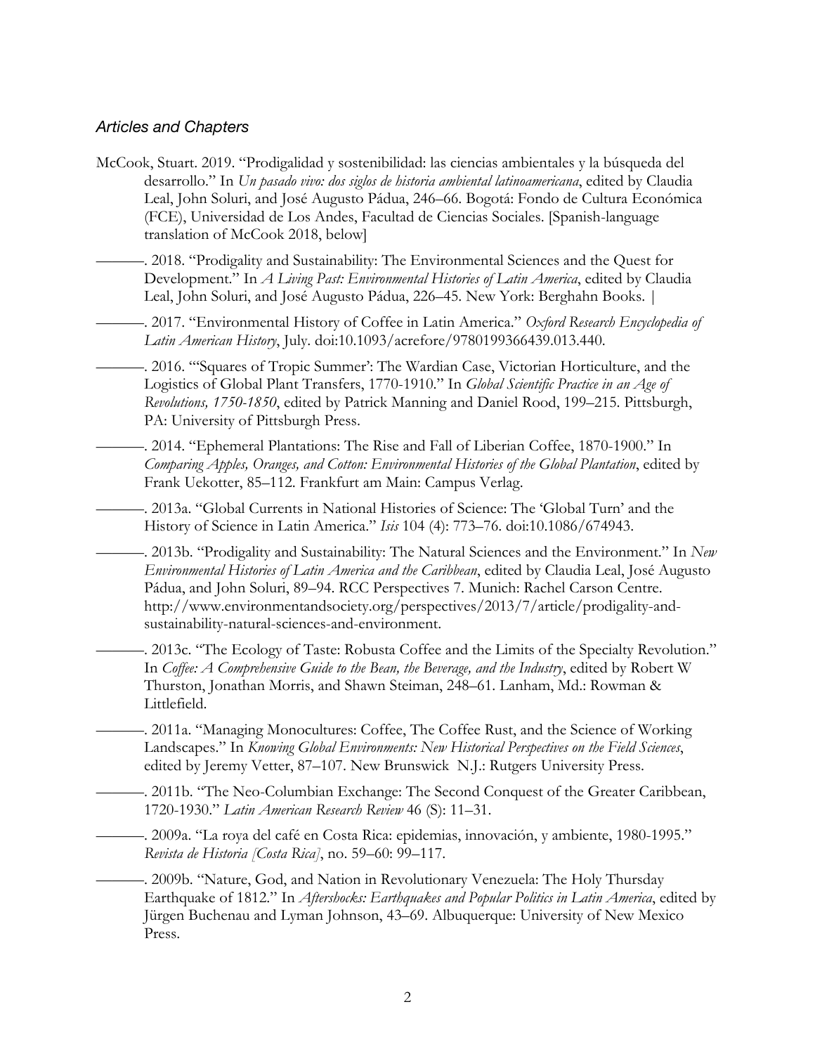### *Articles and Chapters*

McCook, Stuart. 2019. "Prodigalidad y sostenibilidad: las ciencias ambientales y la búsqueda del desarrollo." In *Un pasado vivo: dos siglos de historia ambiental latinoamericana*, edited by Claudia Leal, John Soluri, and José Augusto Pádua, 246–66. Bogotá: Fondo de Cultura Económica (FCE), Universidad de Los Andes, Facultad de Ciencias Sociales. [Spanish-language translation of McCook 2018, below]

———. 2018. "Prodigality and Sustainability: The Environmental Sciences and the Quest for Development." In *A Living Past: Environmental Histories of Latin America*, edited by Claudia Leal, John Soluri, and José Augusto Pádua, 226–45. New York: Berghahn Books. |

———. 2017. "Environmental History of Coffee in Latin America." *Oxford Research Encyclopedia of Latin American History*, July. doi:10.1093/acrefore/9780199366439.013.440.

———. 2016. "'Squares of Tropic Summer': The Wardian Case, Victorian Horticulture, and the Logistics of Global Plant Transfers, 1770-1910." In *Global Scientific Practice in an Age of Revolutions, 1750-1850*, edited by Patrick Manning and Daniel Rood, 199–215. Pittsburgh, PA: University of Pittsburgh Press.

———. 2014. "Ephemeral Plantations: The Rise and Fall of Liberian Coffee, 1870-1900." In *Comparing Apples, Oranges, and Cotton: Environmental Histories of the Global Plantation*, edited by Frank Uekotter, 85–112. Frankfurt am Main: Campus Verlag.

———. 2013a. "Global Currents in National Histories of Science: The 'Global Turn' and the History of Science in Latin America." *Isis* 104 (4): 773–76. doi:10.1086/674943.

———. 2013b. "Prodigality and Sustainability: The Natural Sciences and the Environment." In *New Environmental Histories of Latin America and the Caribbean*, edited by Claudia Leal, José Augusto Pádua, and John Soluri, 89–94. RCC Perspectives 7. Munich: Rachel Carson Centre. http://www.environmentandsociety.org/perspectives/2013/7/article/prodigality-and-sustainability-natural-sciences-and-environment.

———. 2013c. "The Ecology of Taste: Robusta Coffee and the Limits of the Specialty Revolution." In *Coffee: A Comprehensive Guide to the Bean, the Beverage, and the Industry*, edited by Robert W Thurston, Jonathan Morris, and Shawn Steiman, 248–61. Lanham, Md.: Rowman & Littlefield.

———. 2011a. "Managing Monocultures: Coffee, The Coffee Rust, and the Science of Working Landscapes." In *Knowing Global Environments: New Historical Perspectives on the Field Sciences*, edited by Jeremy Vetter, 87–107. New Brunswick N.J.: Rutgers University Press.

———. 2011b. "The Neo-Columbian Exchange: The Second Conquest of the Greater Caribbean, 1720-1930." *Latin American Research Review* 46 (S): 11–31.

———. 2009a. "La roya del café en Costa Rica: epidemias, innovación, y ambiente, 1980-1995." *Revista de Historia [Costa Rica]*, no. 59–60: 99–117.

———. 2009b. "Nature, God, and Nation in Revolutionary Venezuela: The Holy Thursday Earthquake of 1812." In *Aftershocks: Earthquakes and Popular Politics in Latin America*, edited by Jürgen Buchenau and Lyman Johnson, 43–69. Albuquerque: University of New Mexico Press.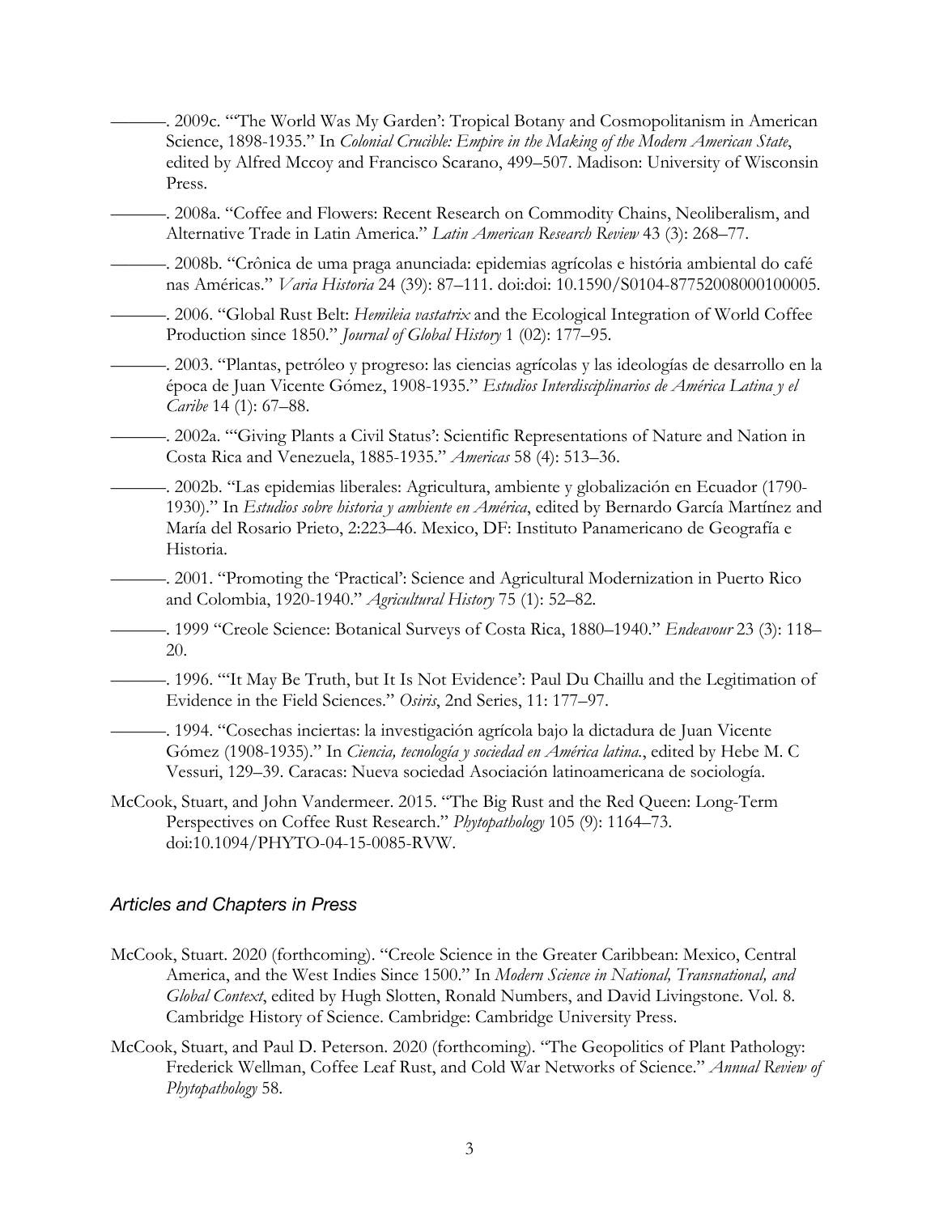———. 2009c. "'The World Was My Garden': Tropical Botany and Cosmopolitanism in American Science, 1898-1935." In *Colonial Crucible: Empire in the Making of the Modern American State*, edited by Alfred Mccoy and Francisco Scarano, 499–507. Madison: University of Wisconsin Press.

———. 2008a. "Coffee and Flowers: Recent Research on Commodity Chains, Neoliberalism, and Alternative Trade in Latin America." *Latin American Research Review* 43 (3): 268–77.

———. 2008b. "Crônica de uma praga anunciada: epidemias agrícolas e história ambiental do café nas Américas." *Varia Historia* 24 (39): 87–111. doi:doi: 10.1590/S0104-87752008000100005.

———. 2006. "Global Rust Belt: *Hemileia vastatrix* and the Ecological Integration of World Coffee Production since 1850." *Journal of Global History* 1 (02): 177–95.

———. 2003. "Plantas, petróleo y progreso: las ciencias agrícolas y las ideologías de desarrollo en la época de Juan Vicente Gómez, 1908-1935." *Estudios Interdisciplinarios de América Latina y el Caribe* 14 (1): 67–88.

———. 2002a. "'Giving Plants a Civil Status': Scientific Representations of Nature and Nation in Costa Rica and Venezuela, 1885-1935." *Americas* 58 (4): 513–36.

———. 2002b. "Las epidemias liberales: Agricultura, ambiente y globalización en Ecuador (1790-1930)." In *Estudios sobre historia y ambiente en América*, edited by Bernardo García Martínez and María del Rosario Prieto, 2:223–46. Mexico, DF: Instituto Panamericano de Geografía e Historia.

———. 2001. "Promoting the 'Practical': Science and Agricultural Modernization in Puerto Rico and Colombia, 1920-1940." *Agricultural History* 75 (1): 52–82.

———. 1999 "Creole Science: Botanical Surveys of Costa Rica, 1880–1940." *Endeavour* 23 (3): 118–20.

———. 1996. "'It May Be Truth, but It Is Not Evidence': Paul Du Chaillu and the Legitimation of Evidence in the Field Sciences." *Osiris*, 2nd Series, 11: 177–97.

———. 1994. "Cosechas inciertas: la investigación agrícola bajo la dictadura de Juan Vicente Gómez (1908-1935)." In *Ciencia, tecnología y sociedad en América latina.*, edited by Hebe M. C Vessuri, 129–39. Caracas: Nueva sociedad Asociación latinoamericana de sociología.

McCook, Stuart, and John Vandermeer. 2015. "The Big Rust and the Red Queen: Long-Term Perspectives on Coffee Rust Research." *Phytopathology* 105 (9): 1164–73. doi:10.1094/PHYTO-04-15-0085-RVW.

### *Articles and Chapters in Press*

McCook, Stuart. 2020 (forthcoming). "Creole Science in the Greater Caribbean: Mexico, Central America, and the West Indies Since 1500." In *Modern Science in National, Transnational, and Global Context*, edited by Hugh Slotten, Ronald Numbers, and David Livingstone. Vol. 8. Cambridge History of Science. Cambridge: Cambridge University Press.

McCook, Stuart, and Paul D. Peterson. 2020 (forthcoming). "The Geopolitics of Plant Pathology: Frederick Wellman, Coffee Leaf Rust, and Cold War Networks of Science." *Annual Review of Phytopathology* 58.